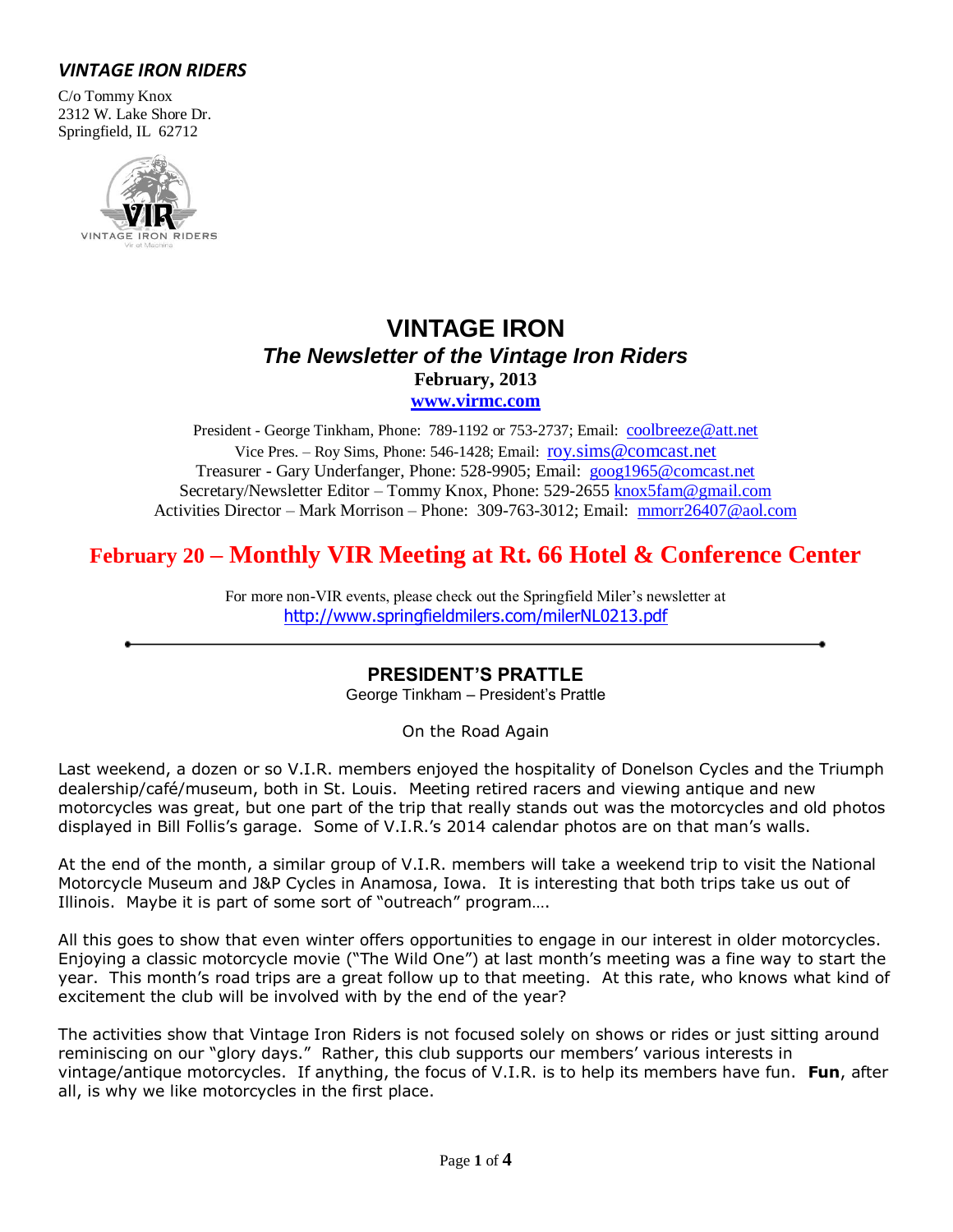***VINTAGE IRON RIDERS***

C/o Tommy Knox
2312 W. Lake Shore Dr.
Springfield, IL 62712

# VINTAGE IRON

## *The Newsletter of the Vintage Iron Riders*

**February, 2013**

**www.virmc.com**

President - George Tinkham, Phone: 789-1192 or 753-2737; Email: coolbreeze@att.net
Vice Pres. – Roy Sims, Phone: 546-1428; Email: roy.sims@comcast.net
Treasurer - Gary Underfanger, Phone: 528-9905; Email: goog1965@comcast.net
Secretary/Newsletter Editor – Tommy Knox, Phone: 529-2655 knox5fam@gmail.com
Activities Director – Mark Morrison – Phone: 309-763-3012; Email: mmorr26407@aol.com

## February 20 – Monthly VIR Meeting at Rt. 66 Hotel & Conference Center

For more non-VIR events, please check out the Springfield Miler's newsletter at
http://www.springfieldmilers.com/milerNL0213.pdf

---

### PRESIDENT'S PRATTLE

George Tinkham – President's Prattle

On the Road Again

Last weekend, a dozen or so V.I.R. members enjoyed the hospitality of Donelson Cycles and the Triumph dealership/café/museum, both in St. Louis. Meeting retired racers and viewing antique and new motorcycles was great, but one part of the trip that really stands out was the motorcycles and old photos displayed in Bill Follis's garage. Some of V.I.R.'s 2014 calendar photos are on that man's walls.

At the end of the month, a similar group of V.I.R. members will take a weekend trip to visit the National Motorcycle Museum and J&P Cycles in Anamosa, Iowa. It is interesting that both trips take us out of Illinois. Maybe it is part of some sort of "outreach" program….

All this goes to show that even winter offers opportunities to engage in our interest in older motorcycles. Enjoying a classic motorcycle movie ("The Wild One") at last month's meeting was a fine way to start the year. This month's road trips are a great follow up to that meeting. At this rate, who knows what kind of excitement the club will be involved with by the end of the year?

The activities show that Vintage Iron Riders is not focused solely on shows or rides or just sitting around reminiscing on our "glory days." Rather, this club supports our members' various interests in vintage/antique motorcycles. If anything, the focus of V.I.R. is to help its members have fun. **Fun**, after all, is why we like motorcycles in the first place.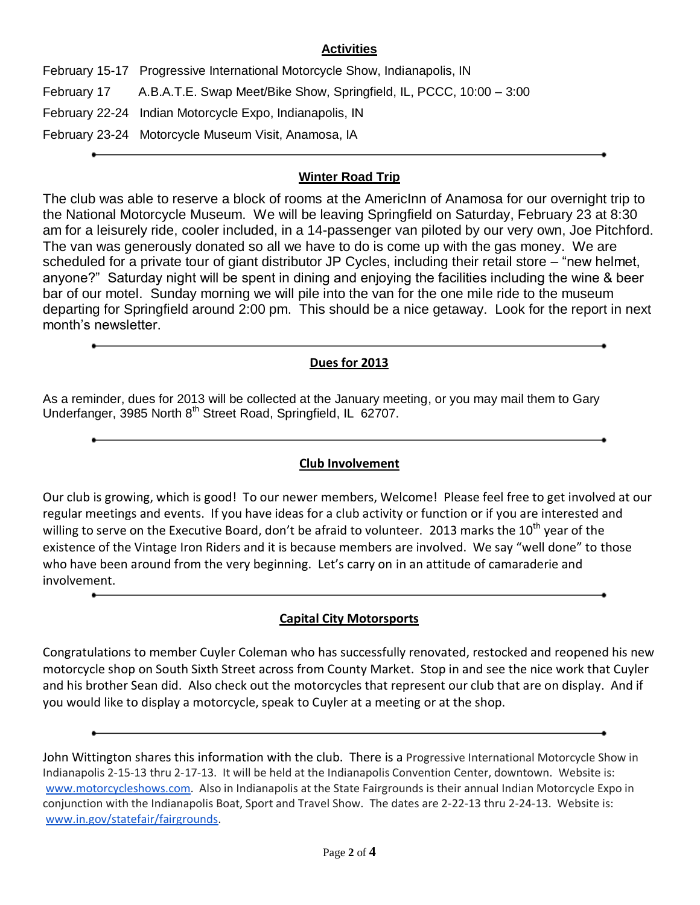## Activities

February 15-17  Progressive International Motorcycle Show, Indianapolis, IN

February 17  A.B.A.T.E. Swap Meet/Bike Show, Springfield, IL, PCCC, 10:00 – 3:00

February 22-24  Indian Motorcycle Expo, Indianapolis, IN

February 23-24  Motorcycle Museum Visit, Anamosa, IA

---

## Winter Road Trip

The club was able to reserve a block of rooms at the AmericInn of Anamosa for our overnight trip to the National Motorcycle Museum. We will be leaving Springfield on Saturday, February 23 at 8:30 am for a leisurely ride, cooler included, in a 14-passenger van piloted by our very own, Joe Pitchford. The van was generously donated so all we have to do is come up with the gas money. We are scheduled for a private tour of giant distributor JP Cycles, including their retail store – "new helmet, anyone?" Saturday night will be spent in dining and enjoying the facilities including the wine & beer bar of our motel. Sunday morning we will pile into the van for the one mile ride to the museum departing for Springfield around 2:00 pm. This should be a nice getaway. Look for the report in next month's newsletter.

---

## Dues for 2013

As a reminder, dues for 2013 will be collected at the January meeting, or you may mail them to Gary Underfanger, 3985 North 8th Street Road, Springfield, IL 62707.

---

## Club Involvement

Our club is growing, which is good! To our newer members, Welcome! Please feel free to get involved at our regular meetings and events. If you have ideas for a club activity or function or if you are interested and willing to serve on the Executive Board, don't be afraid to volunteer. 2013 marks the 10th year of the existence of the Vintage Iron Riders and it is because members are involved. We say "well done" to those who have been around from the very beginning. Let's carry on in an attitude of camaraderie and involvement.

---

## Capital City Motorsports

Congratulations to member Cuyler Coleman who has successfully renovated, restocked and reopened his new motorcycle shop on South Sixth Street across from County Market. Stop in and see the nice work that Cuyler and his brother Sean did. Also check out the motorcycles that represent our club that are on display. And if you would like to display a motorcycle, speak to Cuyler at a meeting or at the shop.

---

John Wittington shares this information with the club. There is a Progressive International Motorcycle Show in Indianapolis 2-15-13 thru 2-17-13. It will be held at the Indianapolis Convention Center, downtown. Website is: www.motorcycleshows.com. Also in Indianapolis at the State Fairgrounds is their annual Indian Motorcycle Expo in conjunction with the Indianapolis Boat, Sport and Travel Show. The dates are 2-22-13 thru 2-24-13. Website is: www.in.gov/statefair/fairgrounds.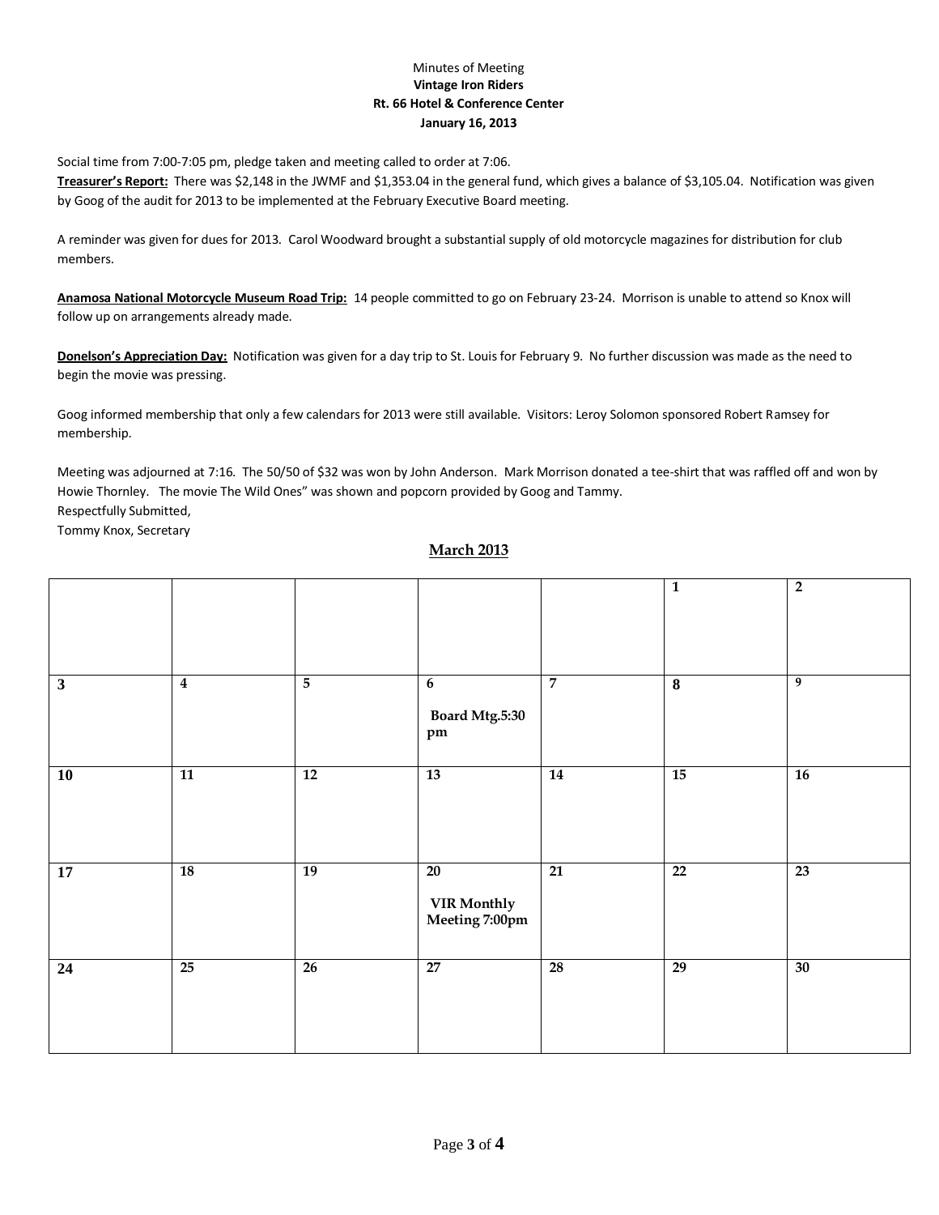Minutes of Meeting
**Vintage Iron Riders**
**Rt. 66 Hotel & Conference Center**
**January 16, 2013**

Social time from 7:00-7:05 pm, pledge taken and meeting called to order at 7:06.
**Treasurer's Report:** There was $2,148 in the JWMF and $1,353.04 in the general fund, which gives a balance of $3,105.04. Notification was given by Goog of the audit for 2013 to be implemented at the February Executive Board meeting.

A reminder was given for dues for 2013. Carol Woodward brought a substantial supply of old motorcycle magazines for distribution for club members.

**Anamosa National Motorcycle Museum Road Trip:** 14 people committed to go on February 23-24. Morrison is unable to attend so Knox will follow up on arrangements already made.

**Donelson's Appreciation Day:** Notification was given for a day trip to St. Louis for February 9. No further discussion was made as the need to begin the movie was pressing.

Goog informed membership that only a few calendars for 2013 were still available. Visitors: Leroy Solomon sponsored Robert Ramsey for membership.

Meeting was adjourned at 7:16. The 50/50 of $32 was won by John Anderson. Mark Morrison donated a tee-shirt that was raffled off and won by Howie Thornley. The movie The Wild Ones" was shown and popcorn provided by Goog and Tammy.
Respectfully Submitted,
Tommy Knox, Secretary

## March 2013

| | | | | | | |
|---|---|---|---|---|---|---|
| | | | | | 1 | 2 |
| 3 | 4 | 5 | 6 Board Mtg.5:30 pm | 7 | 8 | 9 |
| 10 | 11 | 12 | 13 | 14 | 15 | 16 |
| 17 | 18 | 19 | 20 VIR Monthly Meeting 7:00pm | 21 | 22 | 23 |
| 24 | 25 | 26 | 27 | 28 | 29 | 30 |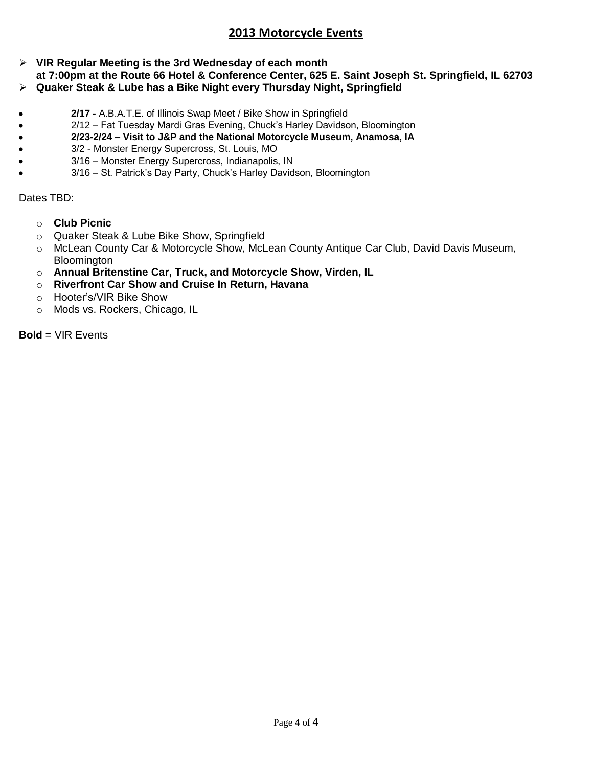## 2013 Motorcycle Events

- **VIR Regular Meeting is the 3rd Wednesday of each month at 7:00pm at the Route 66 Hotel & Conference Center, 625 E. Saint Joseph St. Springfield, IL 62703**
- **Quaker Steak & Lube has a Bike Night every Thursday Night, Springfield**

- **2/17 -** A.B.A.T.E. of Illinois Swap Meet / Bike Show in Springfield
- 2/12 – Fat Tuesday Mardi Gras Evening, Chuck's Harley Davidson, Bloomington
- **2/23-2/24 – Visit to J&P and the National Motorcycle Museum, Anamosa, IA**
- 3/2 - Monster Energy Supercross, St. Louis, MO
- 3/16 – Monster Energy Supercross, Indianapolis, IN
- 3/16 – St. Patrick's Day Party, Chuck's Harley Davidson, Bloomington

Dates TBD:

- **Club Picnic**
- Quaker Steak & Lube Bike Show, Springfield
- McLean County Car & Motorcycle Show, McLean County Antique Car Club, David Davis Museum, Bloomington
- **Annual Britenstine Car, Truck, and Motorcycle Show, Virden, IL**
- **Riverfront Car Show and Cruise In Return, Havana**
- Hooter's/VIR Bike Show
- Mods vs. Rockers, Chicago, IL

**Bold** = VIR Events